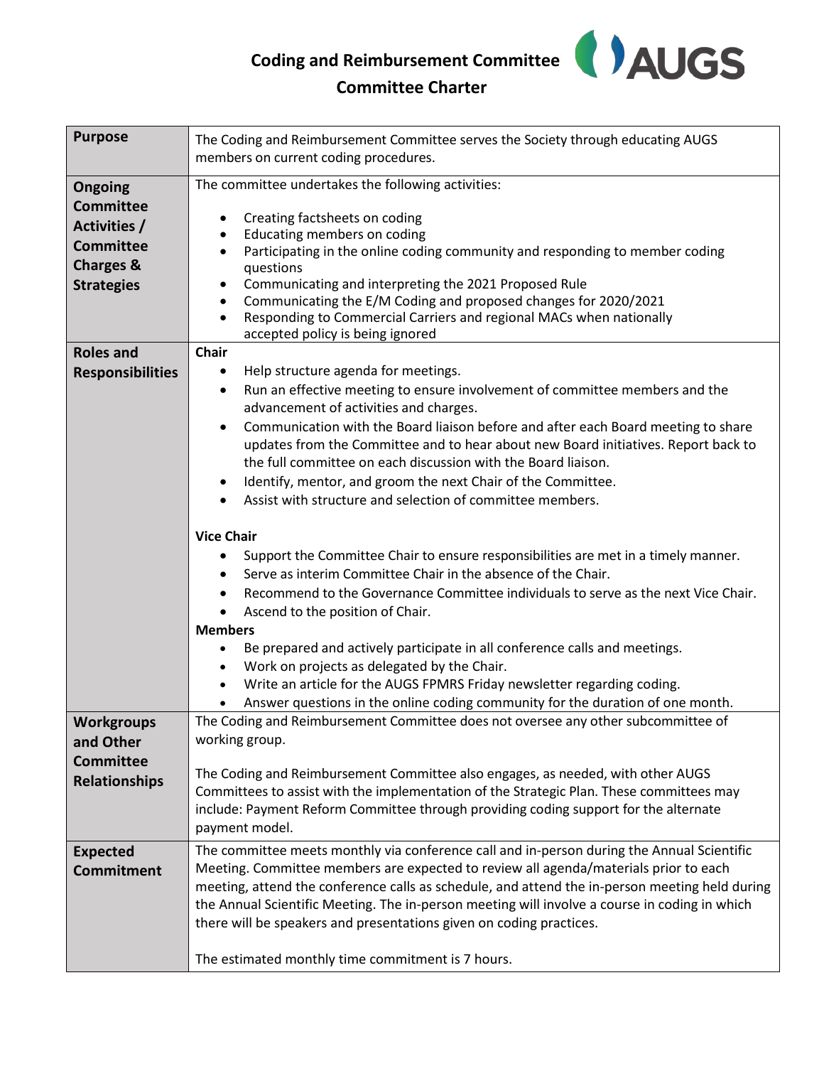# Coding and Reimbursement Committee

## Committee Charter

| | |
|---|---|
| **Purpose** | The Coding and Reimbursement Committee serves the Society through educating AUGS members on current coding procedures. |
| **Ongoing Committee Activities / Committee Charges & Strategies** | The committee undertakes the following activities:<br><br>• Creating factsheets on coding<br>• Educating members on coding<br>• Participating in the online coding community and responding to member coding questions<br>• Communicating and interpreting the 2021 Proposed Rule<br>• Communicating the E/M Coding and proposed changes for 2020/2021<br>• Responding to Commercial Carriers and regional MACs when nationally accepted policy is being ignored |
| **Roles and Responsibilities** | **Chair**<br>• Help structure agenda for meetings.<br>• Run an effective meeting to ensure involvement of committee members and the advancement of activities and charges.<br>• Communication with the Board liaison before and after each Board meeting to share updates from the Committee and to hear about new Board initiatives. Report back to the full committee on each discussion with the Board liaison.<br>• Identify, mentor, and groom the next Chair of the Committee.<br>• Assist with structure and selection of committee members.<br><br>**Vice Chair**<br>• Support the Committee Chair to ensure responsibilities are met in a timely manner.<br>• Serve as interim Committee Chair in the absence of the Chair.<br>• Recommend to the Governance Committee individuals to serve as the next Vice Chair.<br>• Ascend to the position of Chair.<br><br>**Members**<br>• Be prepared and actively participate in all conference calls and meetings.<br>• Work on projects as delegated by the Chair.<br>• Write an article for the AUGS FPMRS Friday newsletter regarding coding.<br>• Answer questions in the online coding community for the duration of one month. |
| **Workgroups and Other Committee Relationships** | The Coding and Reimbursement Committee does not oversee any other subcommittee of working group.<br><br>The Coding and Reimbursement Committee also engages, as needed, with other AUGS Committees to assist with the implementation of the Strategic Plan. These committees may include: Payment Reform Committee through providing coding support for the alternate payment model. |
| **Expected Commitment** | The committee meets monthly via conference call and in-person during the Annual Scientific Meeting. Committee members are expected to review all agenda/materials prior to each meeting, attend the conference calls as schedule, and attend the in-person meeting held during the Annual Scientific Meeting. The in-person meeting will involve a course in coding in which there will be speakers and presentations given on coding practices.<br><br>The estimated monthly time commitment is 7 hours. |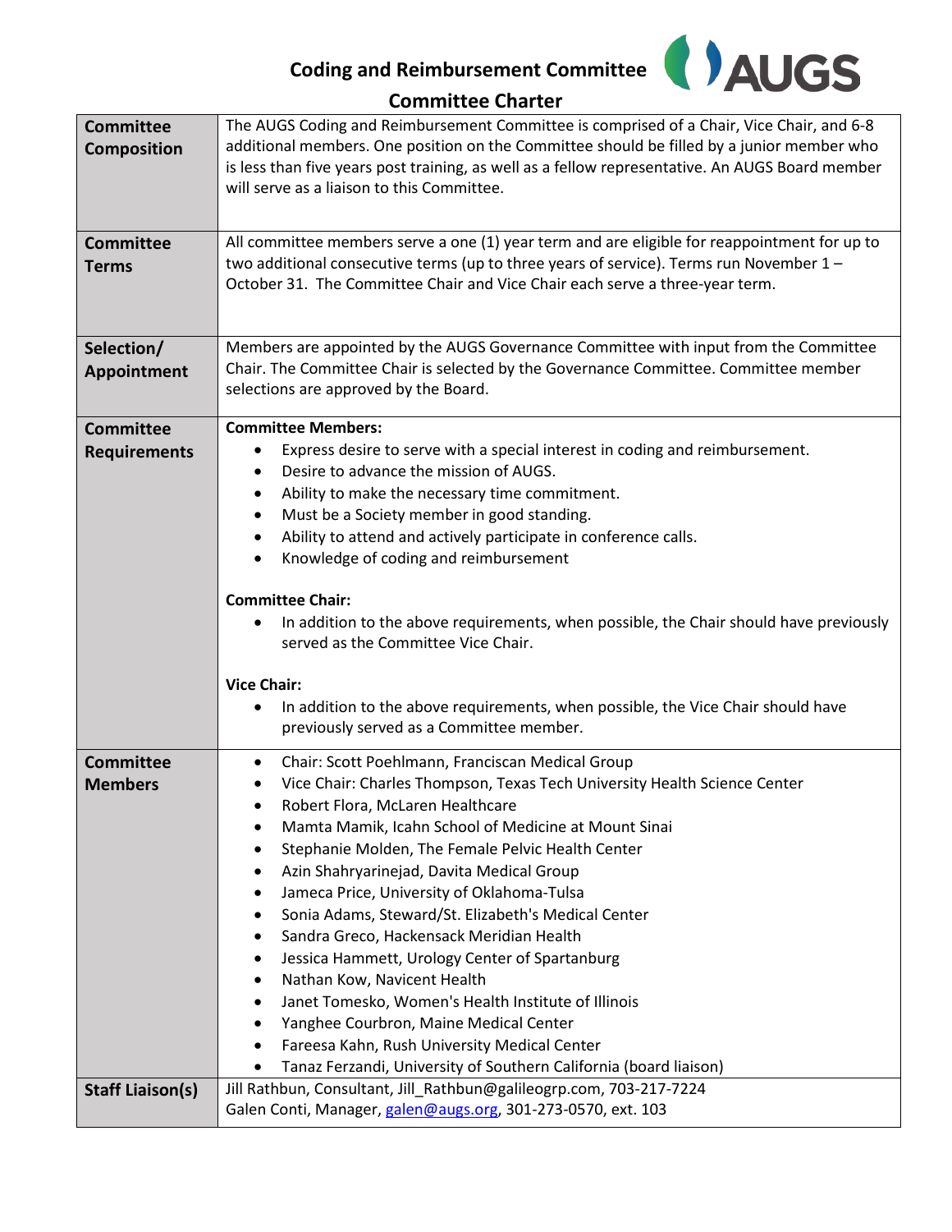# Coding and Reimbursement Committee

## Committee Charter

| | |
|---|---|
| **Committee Composition** | The AUGS Coding and Reimbursement Committee is comprised of a Chair, Vice Chair, and 6-8 additional members. One position on the Committee should be filled by a junior member who is less than five years post training, as well as a fellow representative. An AUGS Board member will serve as a liaison to this Committee. |
| **Committee Terms** | All committee members serve a one (1) year term and are eligible for reappointment for up to two additional consecutive terms (up to three years of service). Terms run November 1 – October 31. The Committee Chair and Vice Chair each serve a three-year term. |
| **Selection/ Appointment** | Members are appointed by the AUGS Governance Committee with input from the Committee Chair. The Committee Chair is selected by the Governance Committee. Committee member selections are approved by the Board. |
| **Committee Requirements** | **Committee Members:**<br>• Express desire to serve with a special interest in coding and reimbursement.<br>• Desire to advance the mission of AUGS.<br>• Ability to make the necessary time commitment.<br>• Must be a Society member in good standing.<br>• Ability to attend and actively participate in conference calls.<br>• Knowledge of coding and reimbursement<br><br>**Committee Chair:**<br>• In addition to the above requirements, when possible, the Chair should have previously served as the Committee Vice Chair.<br><br>**Vice Chair:**<br>• In addition to the above requirements, when possible, the Vice Chair should have previously served as a Committee member. |
| **Committee Members** | • Chair: Scott Poehlmann, Franciscan Medical Group<br>• Vice Chair: Charles Thompson, Texas Tech University Health Science Center<br>• Robert Flora, McLaren Healthcare<br>• Mamta Mamik, Icahn School of Medicine at Mount Sinai<br>• Stephanie Molden, The Female Pelvic Health Center<br>• Azin Shahryarinejad, Davita Medical Group<br>• Jameca Price, University of Oklahoma-Tulsa<br>• Sonia Adams, Steward/St. Elizabeth's Medical Center<br>• Sandra Greco, Hackensack Meridian Health<br>• Jessica Hammett, Urology Center of Spartanburg<br>• Nathan Kow, Navicent Health<br>• Janet Tomesko, Women's Health Institute of Illinois<br>• Yanghee Courbron, Maine Medical Center<br>• Fareesa Kahn, Rush University Medical Center<br>• Tanaz Ferzandi, University of Southern California (board liaison) |
| **Staff Liaison(s)** | Jill Rathbun, Consultant, Jill_Rathbun@galileogrp.com, 703-217-7224<br>Galen Conti, Manager, galen@augs.org, 301-273-0570, ext. 103 |